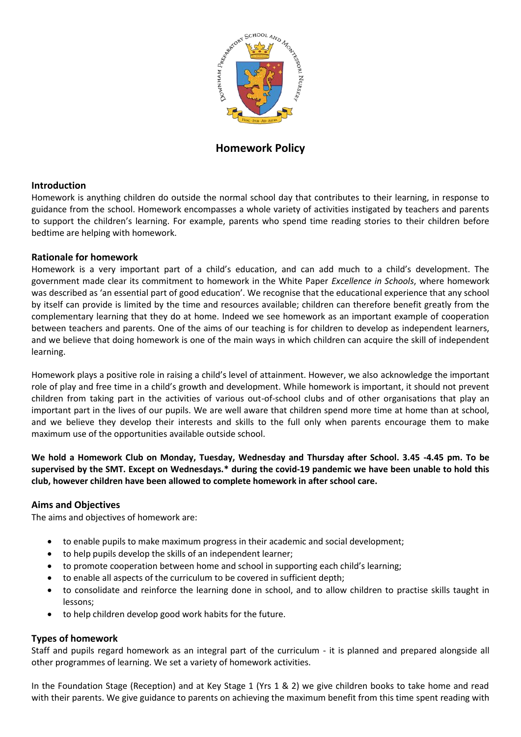# Homework Policy

## Introduction

Homework is anything children do outside the normal school day that contributes to their learning, in response to guidance from the school. Homework encompasses a whole variety of activities instigated by teachers and parents to support the children's learning. For example, parents who spend time reading stories to their children before bedtime are helping with homework.

## Rationale for homework

Homework is a very important part of a child's education, and can add much to a child's development. The government made clear its commitment to homework in the White Paper *Excellence in Schools*, where homework was described as 'an essential part of good education'. We recognise that the educational experience that any school by itself can provide is limited by the time and resources available; children can therefore benefit greatly from the complementary learning that they do at home. Indeed we see homework as an important example of cooperation between teachers and parents. One of the aims of our teaching is for children to develop as independent learners, and we believe that doing homework is one of the main ways in which children can acquire the skill of independent learning.

Homework plays a positive role in raising a child's level of attainment. However, we also acknowledge the important role of play and free time in a child's growth and development. While homework is important, it should not prevent children from taking part in the activities of various out-of-school clubs and of other organisations that play an important part in the lives of our pupils. We are well aware that children spend more time at home than at school, and we believe they develop their interests and skills to the full only when parents encourage them to make maximum use of the opportunities available outside school.

**We hold a Homework Club on Monday, Tuesday, Wednesday and Thursday after School. 3.45 -4.45 pm. To be supervised by the SMT. Except on Wednesdays.* during the covid-19 pandemic we have been unable to hold this club, however children have been allowed to complete homework in after school care.**

## Aims and Objectives

The aims and objectives of homework are:

- to enable pupils to make maximum progress in their academic and social development;
- to help pupils develop the skills of an independent learner;
- to promote cooperation between home and school in supporting each child's learning;
- to enable all aspects of the curriculum to be covered in sufficient depth;
- to consolidate and reinforce the learning done in school, and to allow children to practise skills taught in lessons;
- to help children develop good work habits for the future.

## Types of homework

Staff and pupils regard homework as an integral part of the curriculum - it is planned and prepared alongside all other programmes of learning. We set a variety of homework activities.

In the Foundation Stage (Reception) and at Key Stage 1 (Yrs 1 & 2) we give children books to take home and read with their parents. We give guidance to parents on achieving the maximum benefit from this time spent reading with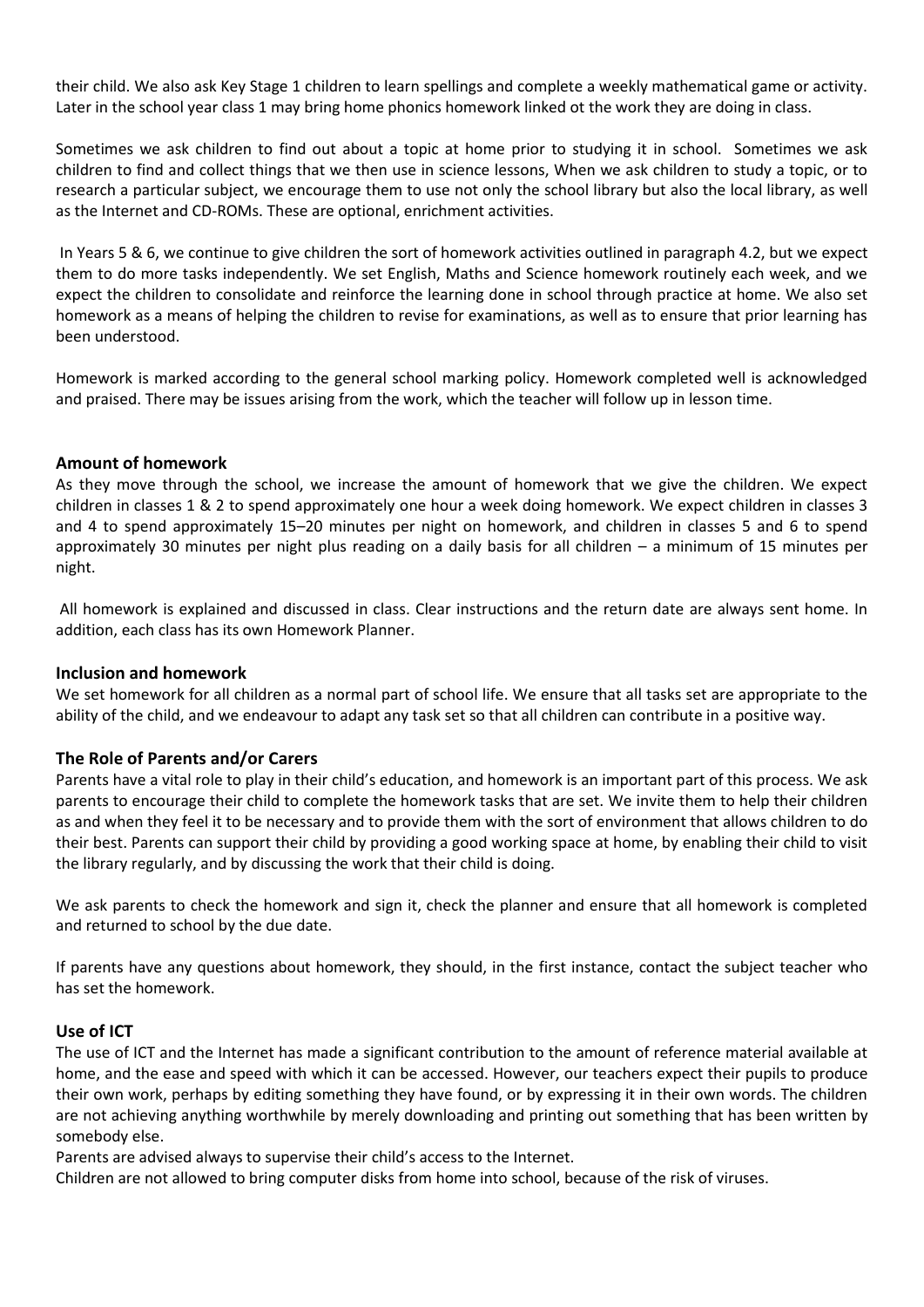their child. We also ask Key Stage 1 children to learn spellings and complete a weekly mathematical game or activity. Later in the school year class 1 may bring home phonics homework linked ot the work they are doing in class.

Sometimes we ask children to find out about a topic at home prior to studying it in school. Sometimes we ask children to find and collect things that we then use in science lessons, When we ask children to study a topic, or to research a particular subject, we encourage them to use not only the school library but also the local library, as well as the Internet and CD-ROMs. These are optional, enrichment activities.

In Years 5 & 6, we continue to give children the sort of homework activities outlined in paragraph 4.2, but we expect them to do more tasks independently. We set English, Maths and Science homework routinely each week, and we expect the children to consolidate and reinforce the learning done in school through practice at home. We also set homework as a means of helping the children to revise for examinations, as well as to ensure that prior learning has been understood.

Homework is marked according to the general school marking policy. Homework completed well is acknowledged and praised. There may be issues arising from the work, which the teacher will follow up in lesson time.

## Amount of homework

As they move through the school, we increase the amount of homework that we give the children. We expect children in classes 1 & 2 to spend approximately one hour a week doing homework. We expect children in classes 3 and 4 to spend approximately 15–20 minutes per night on homework, and children in classes 5 and 6 to spend approximately 30 minutes per night plus reading on a daily basis for all children – a minimum of 15 minutes per night.

All homework is explained and discussed in class. Clear instructions and the return date are always sent home. In addition, each class has its own Homework Planner.

## Inclusion and homework

We set homework for all children as a normal part of school life. We ensure that all tasks set are appropriate to the ability of the child, and we endeavour to adapt any task set so that all children can contribute in a positive way.

## The Role of Parents and/or Carers

Parents have a vital role to play in their child's education, and homework is an important part of this process. We ask parents to encourage their child to complete the homework tasks that are set. We invite them to help their children as and when they feel it to be necessary and to provide them with the sort of environment that allows children to do their best. Parents can support their child by providing a good working space at home, by enabling their child to visit the library regularly, and by discussing the work that their child is doing.

We ask parents to check the homework and sign it, check the planner and ensure that all homework is completed and returned to school by the due date.

If parents have any questions about homework, they should, in the first instance, contact the subject teacher who has set the homework.

## Use of ICT

The use of ICT and the Internet has made a significant contribution to the amount of reference material available at home, and the ease and speed with which it can be accessed. However, our teachers expect their pupils to produce their own work, perhaps by editing something they have found, or by expressing it in their own words. The children are not achieving anything worthwhile by merely downloading and printing out something that has been written by somebody else.

Parents are advised always to supervise their child's access to the Internet.

Children are not allowed to bring computer disks from home into school, because of the risk of viruses.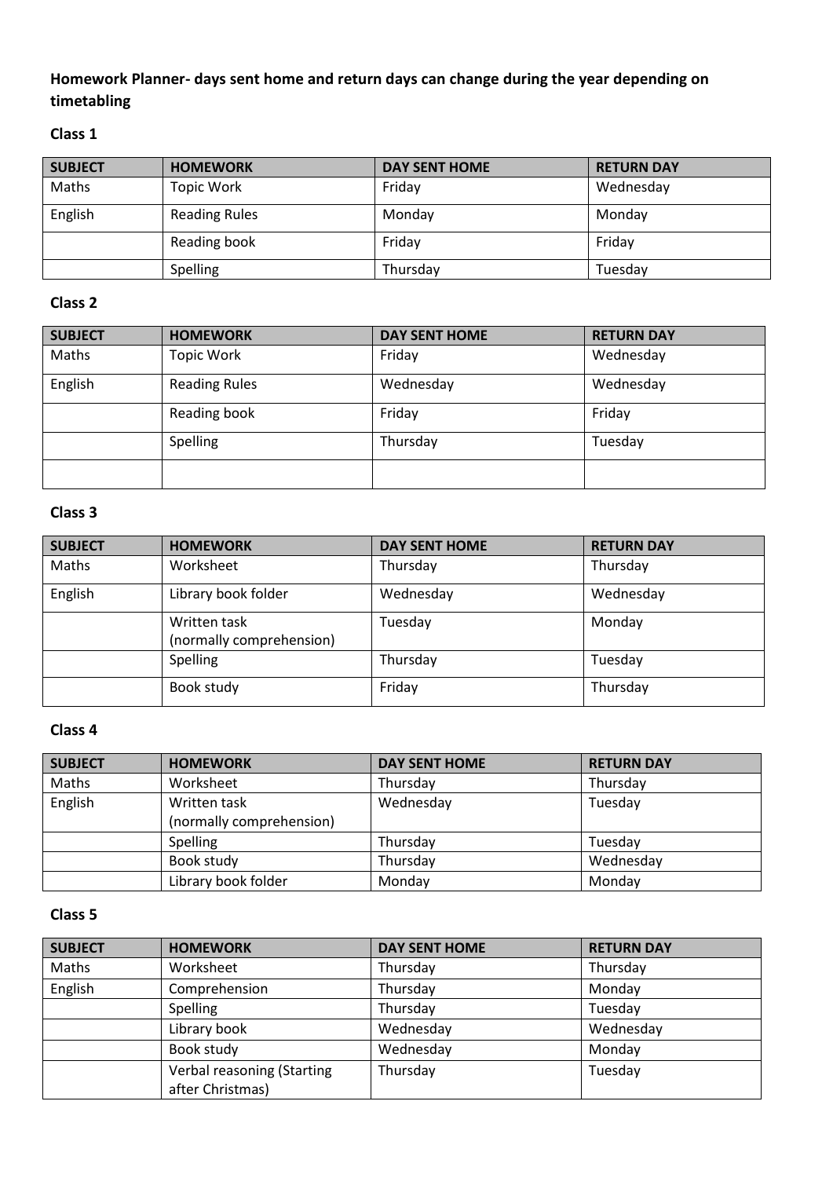**Homework Planner- days sent home and return days can change during the year depending on timetabling**

**Class 1**

| SUBJECT | HOMEWORK | DAY SENT HOME | RETURN DAY |
|---|---|---|---|
| Maths | Topic Work | Friday | Wednesday |
| English | Reading Rules | Monday | Monday |
| | Reading book | Friday | Friday |
| | Spelling | Thursday | Tuesday |

**Class 2**

| SUBJECT | HOMEWORK | DAY SENT HOME | RETURN DAY |
|---|---|---|---|
| Maths | Topic Work | Friday | Wednesday |
| English | Reading Rules | Wednesday | Wednesday |
| | Reading book | Friday | Friday |
| | Spelling | Thursday | Tuesday |
| | | | |

**Class 3**

| SUBJECT | HOMEWORK | DAY SENT HOME | RETURN DAY |
|---|---|---|---|
| Maths | Worksheet | Thursday | Thursday |
| English | Library book folder | Wednesday | Wednesday |
| | Written task (normally comprehension) | Tuesday | Monday |
| | Spelling | Thursday | Tuesday |
| | Book study | Friday | Thursday |

**Class 4**

| SUBJECT | HOMEWORK | DAY SENT HOME | RETURN DAY |
|---|---|---|---|
| Maths | Worksheet | Thursday | Thursday |
| English | Written task (normally comprehension) | Wednesday | Tuesday |
| | Spelling | Thursday | Tuesday |
| | Book study | Thursday | Wednesday |
| | Library book folder | Monday | Monday |

**Class 5**

| SUBJECT | HOMEWORK | DAY SENT HOME | RETURN DAY |
|---|---|---|---|
| Maths | Worksheet | Thursday | Thursday |
| English | Comprehension | Thursday | Monday |
| | Spelling | Thursday | Tuesday |
| | Library book | Wednesday | Wednesday |
| | Book study | Wednesday | Monday |
| | Verbal reasoning (Starting after Christmas) | Thursday | Tuesday |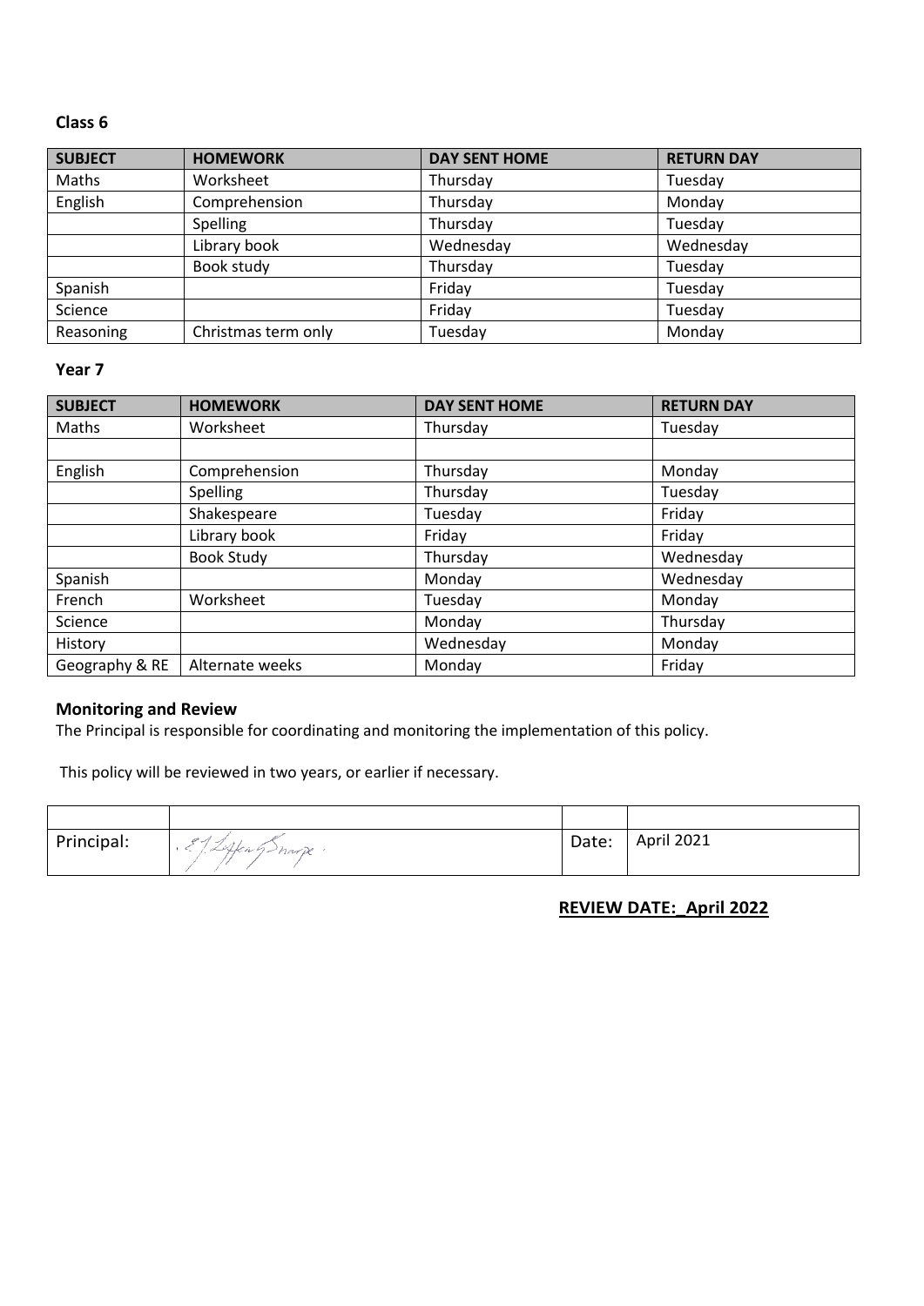### Class 6

| SUBJECT | HOMEWORK | DAY SENT HOME | RETURN DAY |
|---|---|---|---|
| Maths | Worksheet | Thursday | Tuesday |
| English | Comprehension | Thursday | Monday |
| | Spelling | Thursday | Tuesday |
| | Library book | Wednesday | Wednesday |
| | Book study | Thursday | Tuesday |
| Spanish | | Friday | Tuesday |
| Science | | Friday | Tuesday |
| Reasoning | Christmas term only | Tuesday | Monday |

### Year 7

| SUBJECT | HOMEWORK | DAY SENT HOME | RETURN DAY |
|---|---|---|---|
| Maths | Worksheet | Thursday | Tuesday |
| | | | |
| English | Comprehension | Thursday | Monday |
| | Spelling | Thursday | Tuesday |
| | Shakespeare | Tuesday | Friday |
| | Library book | Friday | Friday |
| | Book Study | Thursday | Wednesday |
| Spanish | | Monday | Wednesday |
| French | Worksheet | Tuesday | Monday |
| Science | | Monday | Thursday |
| History | | Wednesday | Monday |
| Geography & RE | Alternate weeks | Monday | Friday |

### Monitoring and Review

The Principal is responsible for coordinating and monitoring the implementation of this policy.

This policy will be reviewed in two years, or earlier if necessary.

| | | | |
|---|---|---|---|
| Principal: | E J Leffey Sharpe | Date: | April 2021 |

**REVIEW DATE:_April 2022**